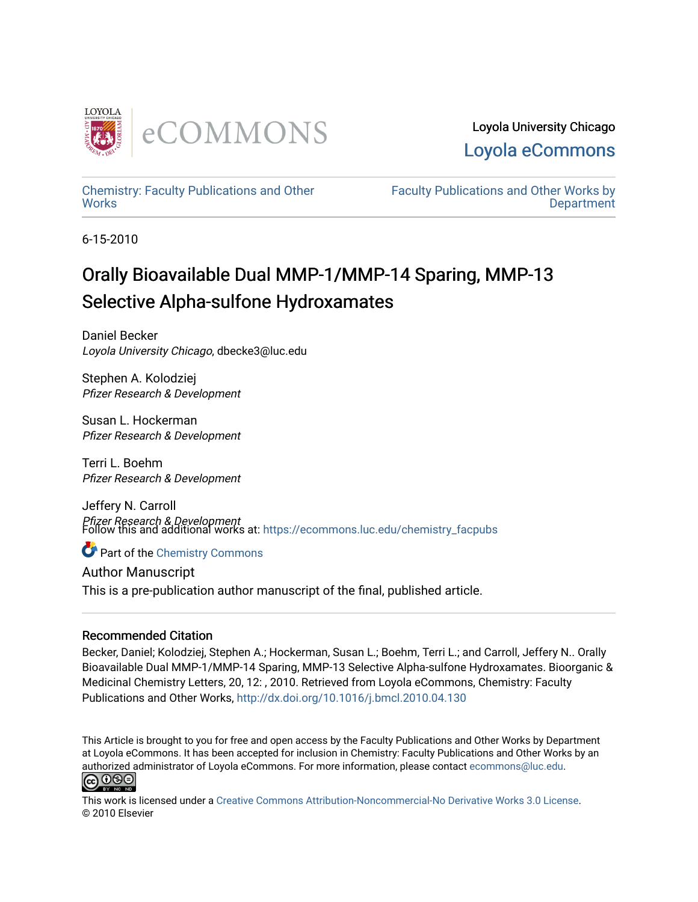Loyola University Chicago

Loyola eCommons

Chemistry: Faculty Publications and Other Works

Faculty Publications and Other Works by Department

6-15-2010

# Orally Bioavailable Dual MMP-1/MMP-14 Sparing, MMP-13 Selective Alpha-sulfone Hydroxamates

Daniel Becker
*Loyola University Chicago*, dbecke3@luc.edu

Stephen A. Kolodziej
*Pfizer Research & Development*

Susan L. Hockerman
*Pfizer Research & Development*

Terri L. Boehm
*Pfizer Research & Development*

Jeffery N. Carroll
*Pfizer Research & Development*

Follow this and additional works at: https://ecommons.luc.edu/chemistry_facpubs

Part of the Chemistry Commons

Author Manuscript

This is a pre-publication author manuscript of the final, published article.

## Recommended Citation

Becker, Daniel; Kolodziej, Stephen A.; Hockerman, Susan L.; Boehm, Terri L.; and Carroll, Jeffery N.. Orally Bioavailable Dual MMP-1/MMP-14 Sparing, MMP-13 Selective Alpha-sulfone Hydroxamates. Bioorganic & Medicinal Chemistry Letters, 20, 12: , 2010. Retrieved from Loyola eCommons, Chemistry: Faculty Publications and Other Works, http://dx.doi.org/10.1016/j.bmcl.2010.04.130

This Article is brought to you for free and open access by the Faculty Publications and Other Works by Department at Loyola eCommons. It has been accepted for inclusion in Chemistry: Faculty Publications and Other Works by an authorized administrator of Loyola eCommons. For more information, please contact ecommons@luc.edu.

This work is licensed under a Creative Commons Attribution-Noncommercial-No Derivative Works 3.0 License.
© 2010 Elsevier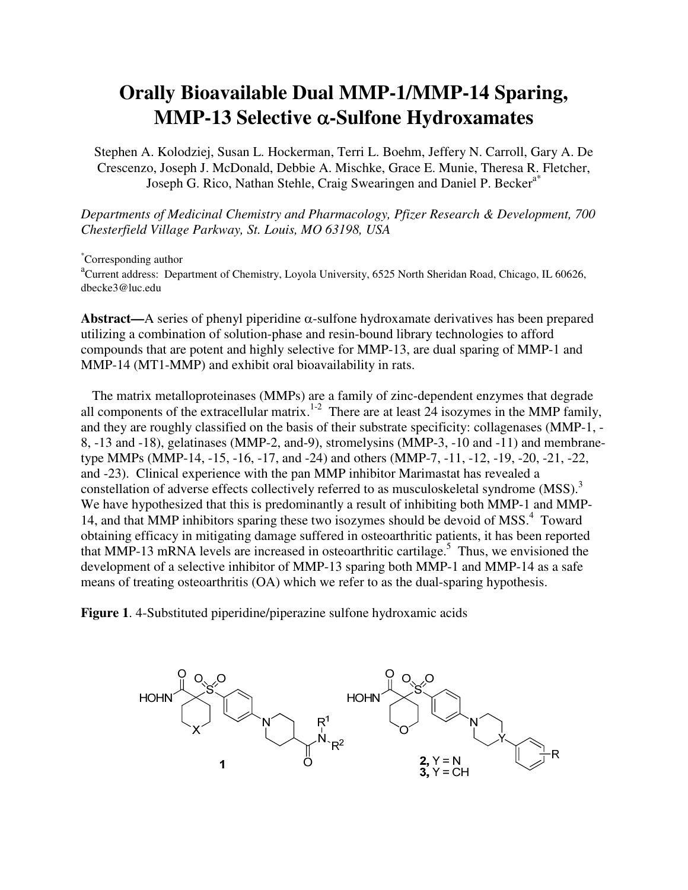# Orally Bioavailable Dual MMP-1/MMP-14 Sparing, MMP-13 Selective α-Sulfone Hydroxamates

Stephen A. Kolodziej, Susan L. Hockerman, Terri L. Boehm, Jeffery N. Carroll, Gary A. De Crescenzo, Joseph J. McDonald, Debbie A. Mischke, Grace E. Munie, Theresa R. Fletcher, Joseph G. Rico, Nathan Stehle, Craig Swearingen and Daniel P. Becker[a*]

*Departments of Medicinal Chemistry and Pharmacology, Pfizer Research & Development, 700 Chesterfield Village Parkway, St. Louis, MO 63198, USA*

[*]Corresponding author

[a]Current address: Department of Chemistry, Loyola University, 6525 North Sheridan Road, Chicago, IL 60626, dbecke3@luc.edu

**Abstract—**A series of phenyl piperidine α-sulfone hydroxamate derivatives has been prepared utilizing a combination of solution-phase and resin-bound library technologies to afford compounds that are potent and highly selective for MMP-13, are dual sparing of MMP-1 and MMP-14 (MT1-MMP) and exhibit oral bioavailability in rats.

The matrix metalloproteinases (MMPs) are a family of zinc-dependent enzymes that degrade all components of the extracellular matrix.[1-2] There are at least 24 isozymes in the MMP family, and they are roughly classified on the basis of their substrate specificity: collagenases (MMP-1, -8, -13 and -18), gelatinases (MMP-2, and-9), stromelysins (MMP-3, -10 and -11) and membrane-type MMPs (MMP-14, -15, -16, -17, and -24) and others (MMP-7, -11, -12, -19, -20, -21, -22, and -23). Clinical experience with the pan MMP inhibitor Marimastat has revealed a constellation of adverse effects collectively referred to as musculoskeletal syndrome (MSS).[3] We have hypothesized that this is predominantly a result of inhibiting both MMP-1 and MMP-14, and that MMP inhibitors sparing these two isozymes should be devoid of MSS.[4] Toward obtaining efficacy in mitigating damage suffered in osteoarthritic patients, it has been reported that MMP-13 mRNA levels are increased in osteoarthritic cartilage.[5] Thus, we envisioned the development of a selective inhibitor of MMP-13 sparing both MMP-1 and MMP-14 as a safe means of treating osteoarthritis (OA) which we refer to as the dual-sparing hypothesis.

**Figure 1**. 4-Substituted piperidine/piperazine sulfone hydroxamic acids

**1**

**2,** Y = N
**3,** Y = CH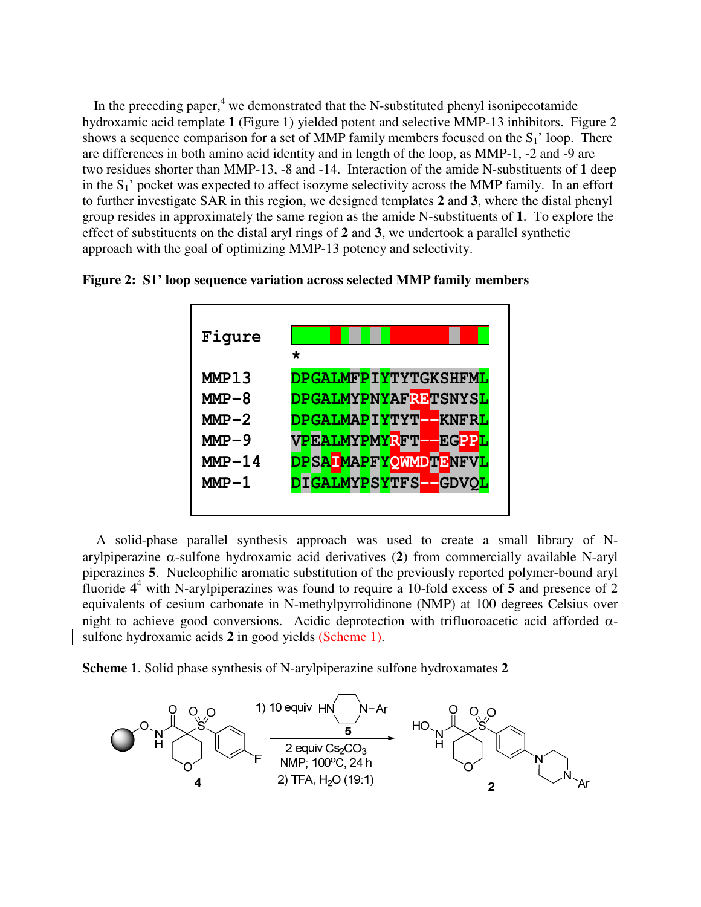In the preceding paper,[4] we demonstrated that the N-substituted phenyl isonipecotamide hydroxamic acid template **1** (Figure 1) yielded potent and selective MMP-13 inhibitors. Figure 2 shows a sequence comparison for a set of MMP family members focused on the $S_1$' loop. There are differences in both amino acid identity and in length of the loop, as MMP-1, -2 and -9 are two residues shorter than MMP-13, -8 and -14. Interaction of the amide N-substituents of **1** deep in the $S_1$' pocket was expected to affect isozyme selectivity across the MMP family. In an effort to further investigate SAR in this region, we designed templates **2** and **3**, where the distal phenyl group resides in approximately the same region as the amide N-substituents of **1**. To explore the effect of substituents on the distal aryl rings of **2** and **3**, we undertook a parallel synthetic approach with the goal of optimizing MMP-13 potency and selectivity.

**Figure 2: S1' loop sequence variation across selected MMP family members**

```
Figure

*
MMP13    DPGALMFPIYTYTGKSHFML
MMP-8    DPGALMYPNYAFRETSNYSL
MMP-2    DPGALMAPIYTYT--KNFRL
MMP-9    VPEALMYPMYRFT--EGPPL
MMP-14   DPSAIMAPFYQWMDTENFVL
MMP-1    DIGALMYPSYTFS--GDVQL
```

A solid-phase parallel synthesis approach was used to create a small library of N-arylpiperazine α-sulfone hydroxamic acid derivatives (**2**) from commercially available N-aryl piperazines **5**. Nucleophilic aromatic substitution of the previously reported polymer-bound aryl fluoride **4**[4] with N-arylpiperazines was found to require a 10-fold excess of **5** and presence of 2 equivalents of cesium carbonate in N-methylpyrrolidinone (NMP) at 100 degrees Celsius over night to achieve good conversions. Acidic deprotection with trifluoroacetic acid afforded α-sulfone hydroxamic acids **2** in good yields (Scheme 1).

**Scheme 1**. Solid phase synthesis of N-arylpiperazine sulfone hydroxamates **2**

4 → 2: 1) 10 equiv **5** (HN–piperazine–N–Ar), 2 equiv $Cs_2CO_3$, NMP; 100°C, 24 h; 2) TFA, $H_2O$ (19:1)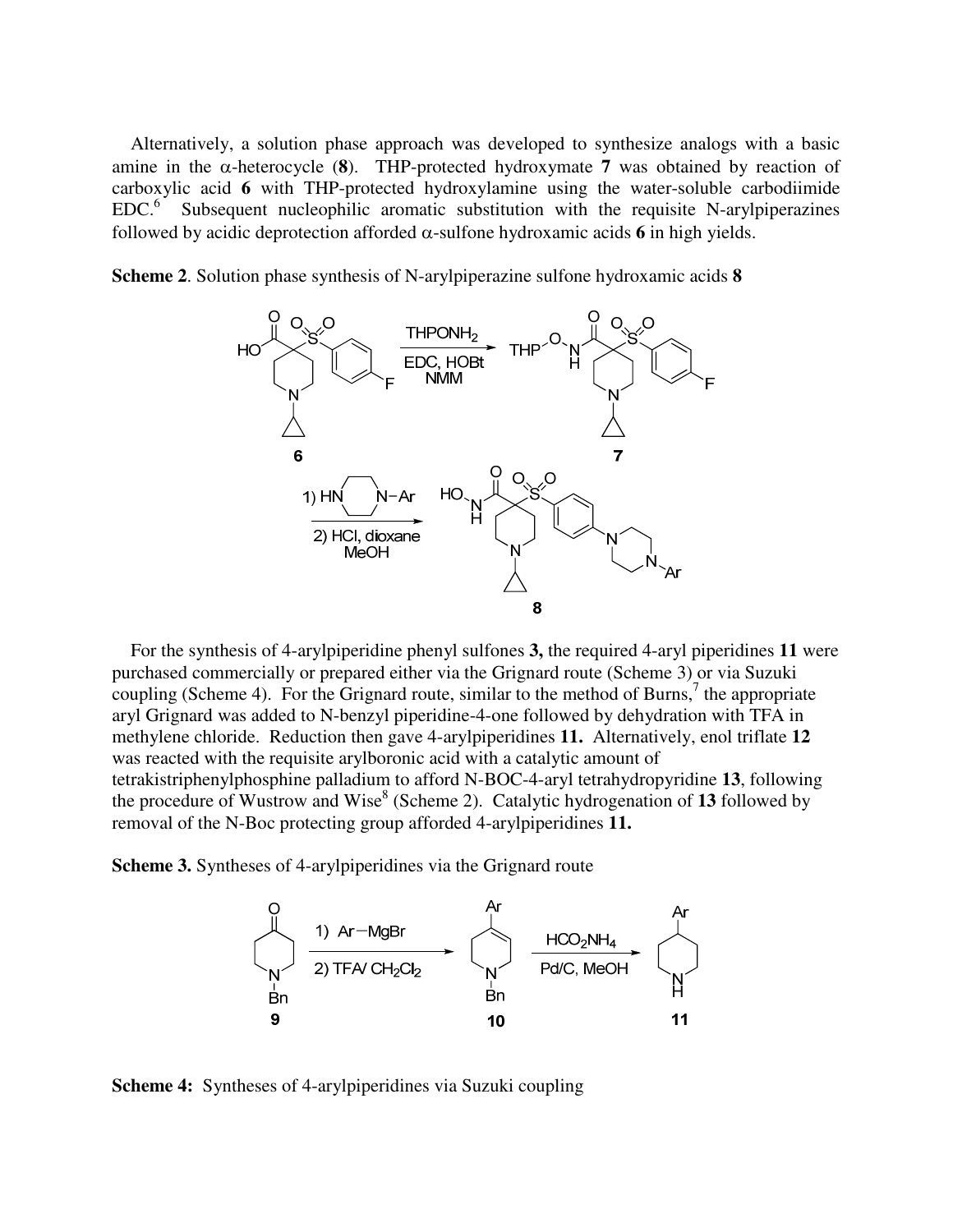Alternatively, a solution phase approach was developed to synthesize analogs with a basic amine in the α-heterocycle (**8**). THP-protected hydroxymate **7** was obtained by reaction of carboxylic acid **6** with THP-protected hydroxylamine using the water-soluble carbodiimide EDC.[6] Subsequent nucleophilic aromatic substitution with the requisite N-arylpiperazines followed by acidic deprotection afforded α-sulfone hydroxamic acids **6** in high yields.

**Scheme 2**. Solution phase synthesis of N-arylpiperazine sulfone hydroxamic acids **8**

For the synthesis of 4-arylpiperidine phenyl sulfones **3,** the required 4-aryl piperidines **11** were purchased commercially or prepared either via the Grignard route (Scheme 3) or via Suzuki coupling (Scheme 4). For the Grignard route, similar to the method of Burns,[7] the appropriate aryl Grignard was added to N-benzyl piperidine-4-one followed by dehydration with TFA in methylene chloride. Reduction then gave 4-arylpiperidines **11.** Alternatively, enol triflate **12** was reacted with the requisite arylboronic acid with a catalytic amount of tetrakistriphenylphosphine palladium to afford N-BOC-4-aryl tetrahydropyridine **13**, following the procedure of Wustrow and Wise[8] (Scheme 2). Catalytic hydrogenation of **13** followed by removal of the N-Boc protecting group afforded 4-arylpiperidines **11.**

**Scheme 3.** Syntheses of 4-arylpiperidines via the Grignard route

**Scheme 4:** Syntheses of 4-arylpiperidines via Suzuki coupling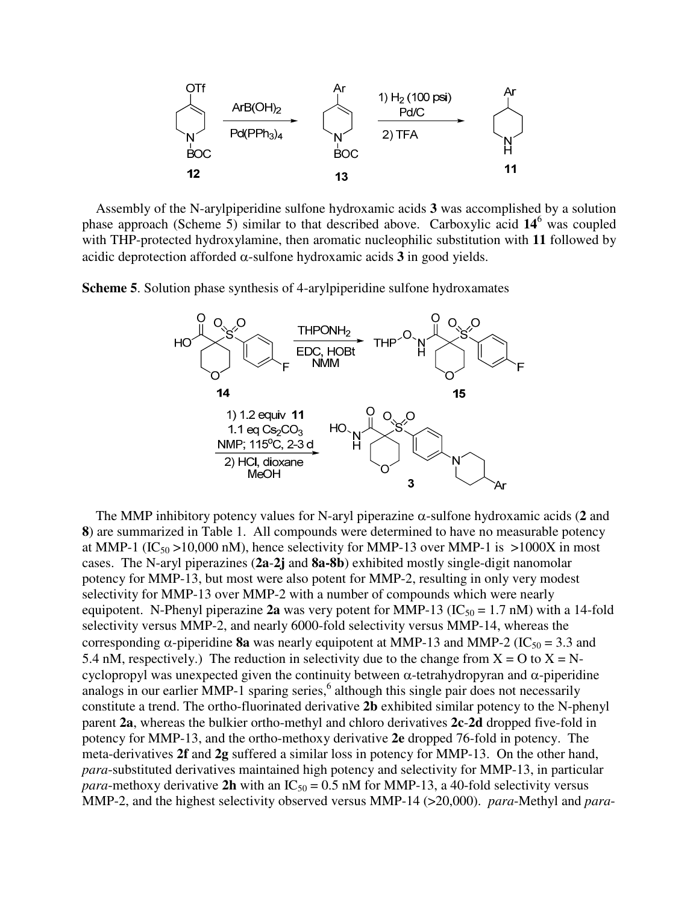Assembly of the N-arylpiperidine sulfone hydroxamic acids **3** was accomplished by a solution phase approach (Scheme 5) similar to that described above. Carboxylic acid **14**[6] was coupled with THP-protected hydroxylamine, then aromatic nucleophilic substitution with **11** followed by acidic deprotection afforded α-sulfone hydroxamic acids **3** in good yields.

**Scheme 5**. Solution phase synthesis of 4-arylpiperidine sulfone hydroxamates

The MMP inhibitory potency values for N-aryl piperazine α-sulfone hydroxamic acids (**2** and **8**) are summarized in Table 1. All compounds were determined to have no measurable potency at MMP-1 ($IC_{50}$ >10,000 nM), hence selectivity for MMP-13 over MMP-1 is >1000X in most cases. The N-aryl piperazines (**2a**-**2j** and **8a-8b**) exhibited mostly single-digit nanomolar potency for MMP-13, but most were also potent for MMP-2, resulting in only very modest selectivity for MMP-13 over MMP-2 with a number of compounds which were nearly equipotent. N-Phenyl piperazine **2a** was very potent for MMP-13 ($IC_{50}$ = 1.7 nM) with a 14-fold selectivity versus MMP-2, and nearly 6000-fold selectivity versus MMP-14, whereas the corresponding α-piperidine **8a** was nearly equipotent at MMP-13 and MMP-2 ($IC_{50}$ = 3.3 and 5.4 nM, respectively.) The reduction in selectivity due to the change from X = O to X = N-cyclopropyl was unexpected given the continuity between α-tetrahydropyran and α-piperidine analogs in our earlier MMP-1 sparing series,[6] although this single pair does not necessarily constitute a trend. The ortho-fluorinated derivative **2b** exhibited similar potency to the N-phenyl parent **2a**, whereas the bulkier ortho-methyl and chloro derivatives **2c**-**2d** dropped five-fold in potency for MMP-13, and the ortho-methoxy derivative **2e** dropped 76-fold in potency. The meta-derivatives **2f** and **2g** suffered a similar loss in potency for MMP-13. On the other hand, *para*-substituted derivatives maintained high potency and selectivity for MMP-13, in particular *para*-methoxy derivative **2h** with an $IC_{50}$ = 0.5 nM for MMP-13, a 40-fold selectivity versus MMP-2, and the highest selectivity observed versus MMP-14 (>20,000). *para*-Methyl and *para*-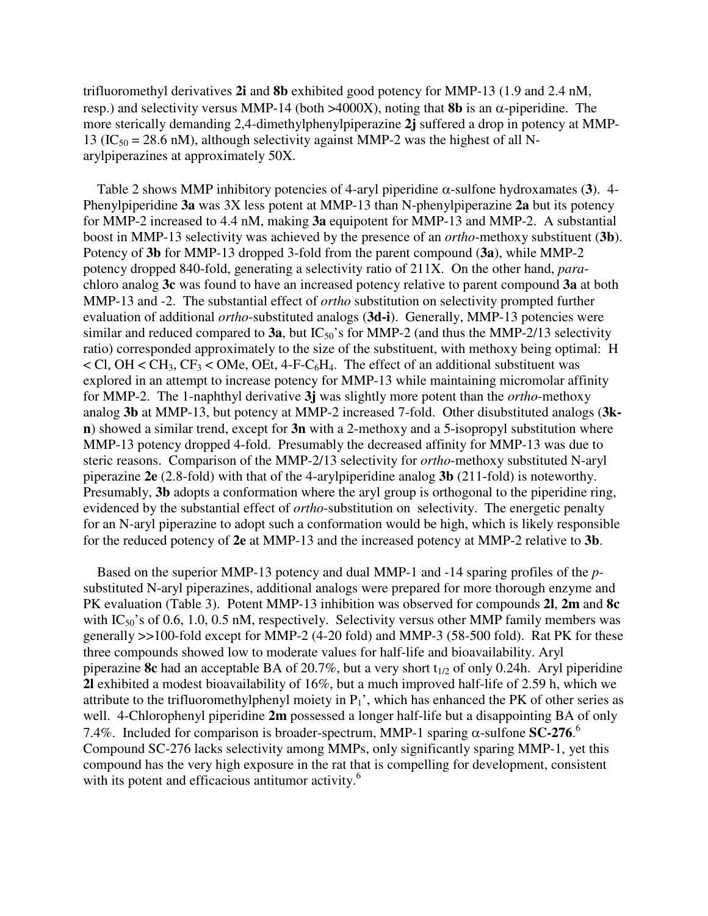trifluoromethyl derivatives **2i** and **8b** exhibited good potency for MMP-13 (1.9 and 2.4 nM, resp.) and selectivity versus MMP-14 (both >4000X), noting that **8b** is an α-piperidine. The more sterically demanding 2,4-dimethylphenylpiperazine **2j** suffered a drop in potency at MMP-13 ($IC_{50}$ = 28.6 nM), although selectivity against MMP-2 was the highest of all N-arylpiperazines at approximately 50X.

Table 2 shows MMP inhibitory potencies of 4-aryl piperidine α-sulfone hydroxamates (**3**). 4-Phenylpiperidine **3a** was 3X less potent at MMP-13 than N-phenylpiperazine **2a** but its potency for MMP-2 increased to 4.4 nM, making **3a** equipotent for MMP-13 and MMP-2. A substantial boost in MMP-13 selectivity was achieved by the presence of an *ortho*-methoxy substituent (**3b**). Potency of **3b** for MMP-13 dropped 3-fold from the parent compound (**3a**), while MMP-2 potency dropped 840-fold, generating a selectivity ratio of 211X. On the other hand, *para*-chloro analog **3c** was found to have an increased potency relative to parent compound **3a** at both MMP-13 and -2. The substantial effect of *ortho* substitution on selectivity prompted further evaluation of additional *ortho*-substituted analogs (**3d-i**). Generally, MMP-13 potencies were similar and reduced compared to **3a**, but $IC_{50}$'s for MMP-2 (and thus the MMP-2/13 selectivity ratio) corresponded approximately to the size of the substituent, with methoxy being optimal: H < Cl, OH < $CH_3$, $CF_3$ < OMe, OEt, 4-F-$C_6H_4$. The effect of an additional substituent was explored in an attempt to increase potency for MMP-13 while maintaining micromolar affinity for MMP-2. The 1-naphthyl derivative **3j** was slightly more potent than the *ortho*-methoxy analog **3b** at MMP-13, but potency at MMP-2 increased 7-fold. Other disubstituted analogs (**3k-n**) showed a similar trend, except for **3n** with a 2-methoxy and a 5-isopropyl substitution where MMP-13 potency dropped 4-fold. Presumably the decreased affinity for MMP-13 was due to steric reasons. Comparison of the MMP-2/13 selectivity for *ortho*-methoxy substituted N-aryl piperazine **2e** (2.8-fold) with that of the 4-arylpiperidine analog **3b** (211-fold) is noteworthy. Presumably, **3b** adopts a conformation where the aryl group is orthogonal to the piperidine ring, evidenced by the substantial effect of *ortho*-substitution on selectivity. The energetic penalty for an N-aryl piperazine to adopt such a conformation would be high, which is likely responsible for the reduced potency of **2e** at MMP-13 and the increased potency at MMP-2 relative to **3b**.

Based on the superior MMP-13 potency and dual MMP-1 and -14 sparing profiles of the *p*-substituted N-aryl piperazines, additional analogs were prepared for more thorough enzyme and PK evaluation (Table 3). Potent MMP-13 inhibition was observed for compounds **2l**, **2m** and **8c** with $IC_{50}$'s of 0.6, 1.0, 0.5 nM, respectively. Selectivity versus other MMP family members was generally >>100-fold except for MMP-2 (4-20 fold) and MMP-3 (58-500 fold). Rat PK for these three compounds showed low to moderate values for half-life and bioavailability. Aryl piperazine **8c** had an acceptable BA of 20.7%, but a very short $t_{1/2}$ of only 0.24h. Aryl piperidine **2l** exhibited a modest bioavailability of 16%, but a much improved half-life of 2.59 h, which we attribute to the trifluoromethylphenyl moiety in $P_1$', which has enhanced the PK of other series as well. 4-Chlorophenyl piperidine **2m** possessed a longer half-life but a disappointing BA of only 7.4%. Included for comparison is broader-spectrum, MMP-1 sparing α-sulfone **SC-276**.[6] Compound SC-276 lacks selectivity among MMPs, only significantly sparing MMP-1, yet this compound has the very high exposure in the rat that is compelling for development, consistent with its potent and efficacious antitumor activity.[6]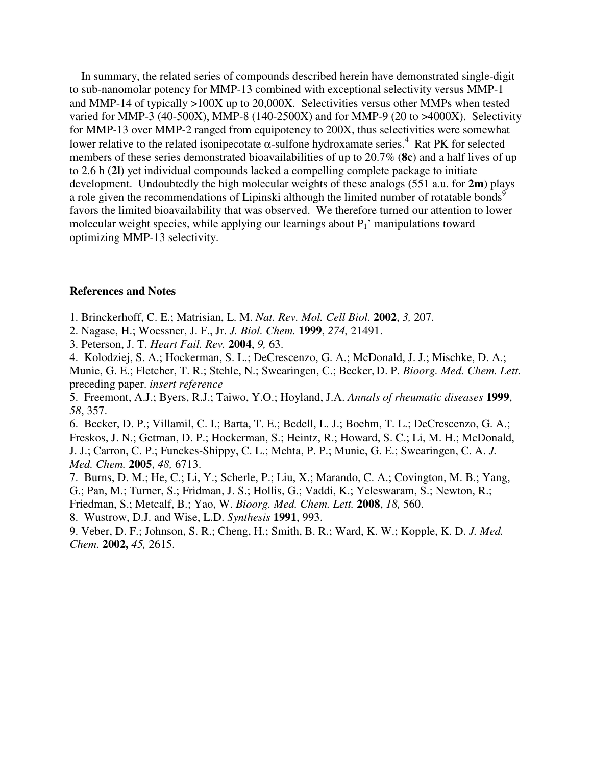In summary, the related series of compounds described herein have demonstrated single-digit to sub-nanomolar potency for MMP-13 combined with exceptional selectivity versus MMP-1 and MMP-14 of typically >100X up to 20,000X. Selectivities versus other MMPs when tested varied for MMP-3 (40-500X), MMP-8 (140-2500X) and for MMP-9 (20 to >4000X). Selectivity for MMP-13 over MMP-2 ranged from equipotency to 200X, thus selectivities were somewhat lower relative to the related isonipecotate $\alpha$-sulfone hydroxamate series.[4] Rat PK for selected members of these series demonstrated bioavailabilities of up to 20.7% (**8c**) and a half lives of up to 2.6 h (**2l**) yet individual compounds lacked a compelling complete package to initiate development. Undoubtedly the high molecular weights of these analogs (551 a.u. for **2m**) plays a role given the recommendations of Lipinski although the limited number of rotatable bonds[9] favors the limited bioavailability that was observed. We therefore turned our attention to lower molecular weight species, while applying our learnings about $P_1$' manipulations toward optimizing MMP-13 selectivity.

### References and Notes

1. Brinckerhoff, C. E.; Matrisian, L. M. *Nat. Rev. Mol. Cell Biol.* **2002**, *3,* 207.
2. Nagase, H.; Woessner, J. F., Jr. *J. Biol. Chem.* **1999**, *274,* 21491.
3. Peterson, J. T. *Heart Fail. Rev.* **2004**, *9,* 63.
4. Kolodziej, S. A.; Hockerman, S. L.; DeCrescenzo, G. A.; McDonald, J. J.; Mischke, D. A.; Munie, G. E.; Fletcher, T. R.; Stehle, N.; Swearingen, C.; Becker, D. P. *Bioorg. Med. Chem. Lett.* preceding paper. *insert reference*
5. Freemont, A.J.; Byers, R.J.; Taiwo, Y.O.; Hoyland, J.A. *Annals of rheumatic diseases* **1999**, *58*, 357.
6. Becker, D. P.; Villamil, C. I.; Barta, T. E.; Bedell, L. J.; Boehm, T. L.; DeCrescenzo, G. A.; Freskos, J. N.; Getman, D. P.; Hockerman, S.; Heintz, R.; Howard, S. C.; Li, M. H.; McDonald, J. J.; Carron, C. P.; Funckes-Shippy, C. L.; Mehta, P. P.; Munie, G. E.; Swearingen, C. A. *J. Med. Chem.* **2005**, *48,* 6713.
7. Burns, D. M.; He, C.; Li, Y.; Scherle, P.; Liu, X.; Marando, C. A.; Covington, M. B.; Yang, G.; Pan, M.; Turner, S.; Fridman, J. S.; Hollis, G.; Vaddi, K.; Yeleswaram, S.; Newton, R.; Friedman, S.; Metcalf, B.; Yao, W. *Bioorg. Med. Chem. Lett.* **2008**, *18,* 560.
8. Wustrow, D.J. and Wise, L.D. *Synthesis* **1991**, 993.
9. Veber, D. F.; Johnson, S. R.; Cheng, H.; Smith, B. R.; Ward, K. W.; Kopple, K. D. *J. Med. Chem.* **2002,** *45,* 2615.